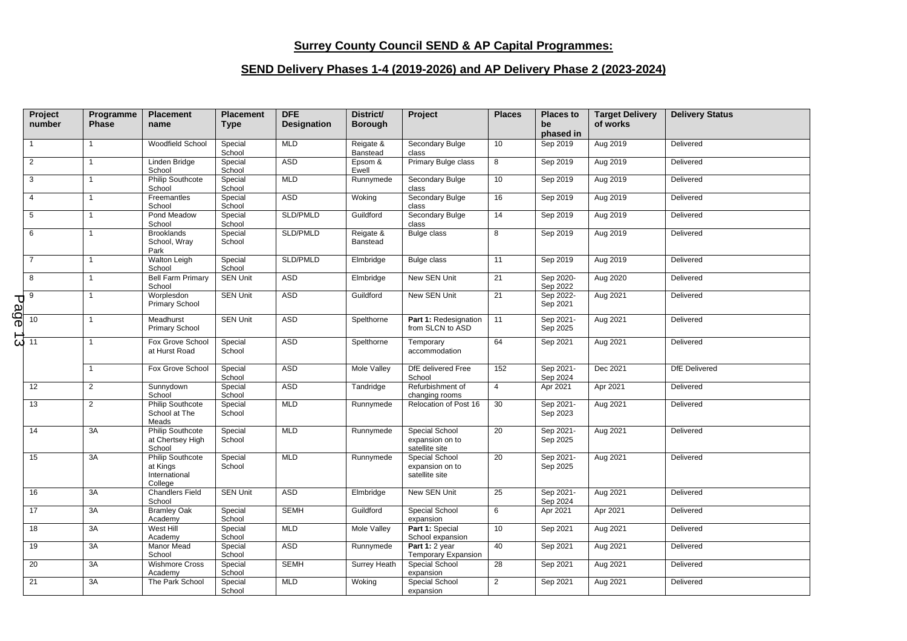## Surrey County Council SEND & AP Capital Programmes:

## SEND Delivery Phases 1-4 (2019-2026) and AP Delivery Phase 2 (2023-2024)

| Project number | Programme Phase | Placement name | Placement Type | DFE Designation | District/ Borough | Project | Places | Places to be phased in | Target Delivery of works | Delivery Status |
|---|---|---|---|---|---|---|---|---|---|---|
| 1 | 1 | Woodfield School | Special School | MLD | Reigate & Banstead | Secondary Bulge class | 10 | Sep 2019 | Aug 2019 | Delivered |
| 2 | 1 | Linden Bridge School | Special School | ASD | Epsom & Ewell | Primary Bulge class | 8 | Sep 2019 | Aug 2019 | Delivered |
| 3 | 1 | Philip Southcote School | Special School | MLD | Runnymede | Secondary Bulge class | 10 | Sep 2019 | Aug 2019 | Delivered |
| 4 | 1 | Freemantles School | Special School | ASD | Woking | Secondary Bulge class | 16 | Sep 2019 | Aug 2019 | Delivered |
| 5 | 1 | Pond Meadow School | Special School | SLD/PMLD | Guildford | Secondary Bulge class | 14 | Sep 2019 | Aug 2019 | Delivered |
| 6 | 1 | Brooklands School, Wray Park | Special School | SLD/PMLD | Reigate & Banstead | Bulge class | 8 | Sep 2019 | Aug 2019 | Delivered |
| 7 | 1 | Walton Leigh School | Special School | SLD/PMLD | Elmbridge | Bulge class | 11 | Sep 2019 | Aug 2019 | Delivered |
| 8 | 1 | Bell Farm Primary School | SEN Unit | ASD | Elmbridge | New SEN Unit | 21 | Sep 2020-Sep 2022 | Aug 2020 | Delivered |
| 9 | 1 | Worplesdon Primary School | SEN Unit | ASD | Guildford | New SEN Unit | 21 | Sep 2022-Sep 2021 | Aug 2021 | Delivered |
| 10 | 1 | Meadhurst Primary School | SEN Unit | ASD | Spelthorne | **Part 1:** Redesignation from SLCN to ASD | 11 | Sep 2021-Sep 2025 | Aug 2021 | Delivered |
| 11 | 1 | Fox Grove School at Hurst Road | Special School | ASD | Spelthorne | Temporary accommodation | 64 | Sep 2021 | Aug 2021 | Delivered |
| | 1 | Fox Grove School | Special School | ASD | Mole Valley | DfE delivered Free School | 152 | Sep 2021-Sep 2024 | Dec 2021 | DfE Delivered |
| 12 | 2 | Sunnydown School | Special School | ASD | Tandridge | Refurbishment of changing rooms | 4 | Apr 2021 | Apr 2021 | Delivered |
| 13 | 2 | Philip Southcote School at The Meads | Special School | MLD | Runnymede | Relocation of Post 16 | 30 | Sep 2021-Sep 2023 | Aug 2021 | Delivered |
| 14 | 3A | Philip Southcote at Chertsey High School | Special School | MLD | Runnymede | Special School expansion on to satellite site | 20 | Sep 2021-Sep 2025 | Aug 2021 | Delivered |
| 15 | 3A | Philip Southcote at Kings International College | Special School | MLD | Runnymede | Special School expansion on to satellite site | 20 | Sep 2021-Sep 2025 | Aug 2021 | Delivered |
| 16 | 3A | Chandlers Field School | SEN Unit | ASD | Elmbridge | New SEN Unit | 25 | Sep 2021-Sep 2024 | Aug 2021 | Delivered |
| 17 | 3A | Bramley Oak Academy | Special School | SEMH | Guildford | Special School expansion | 6 | Apr 2021 | Apr 2021 | Delivered |
| 18 | 3A | West Hill Academy | Special School | MLD | Mole Valley | **Part 1:** Special School expansion | 10 | Sep 2021 | Aug 2021 | Delivered |
| 19 | 3A | Manor Mead School | Special School | ASD | Runnymede | **Part 1:** 2 year Temporary Expansion | 40 | Sep 2021 | Aug 2021 | Delivered |
| 20 | 3A | Wishmore Cross Academy | Special School | SEMH | Surrey Heath | Special School expansion | 28 | Sep 2021 | Aug 2021 | Delivered |
| 21 | 3A | The Park School | Special School | MLD | Woking | Special School expansion | 2 | Sep 2021 | Aug 2021 | Delivered |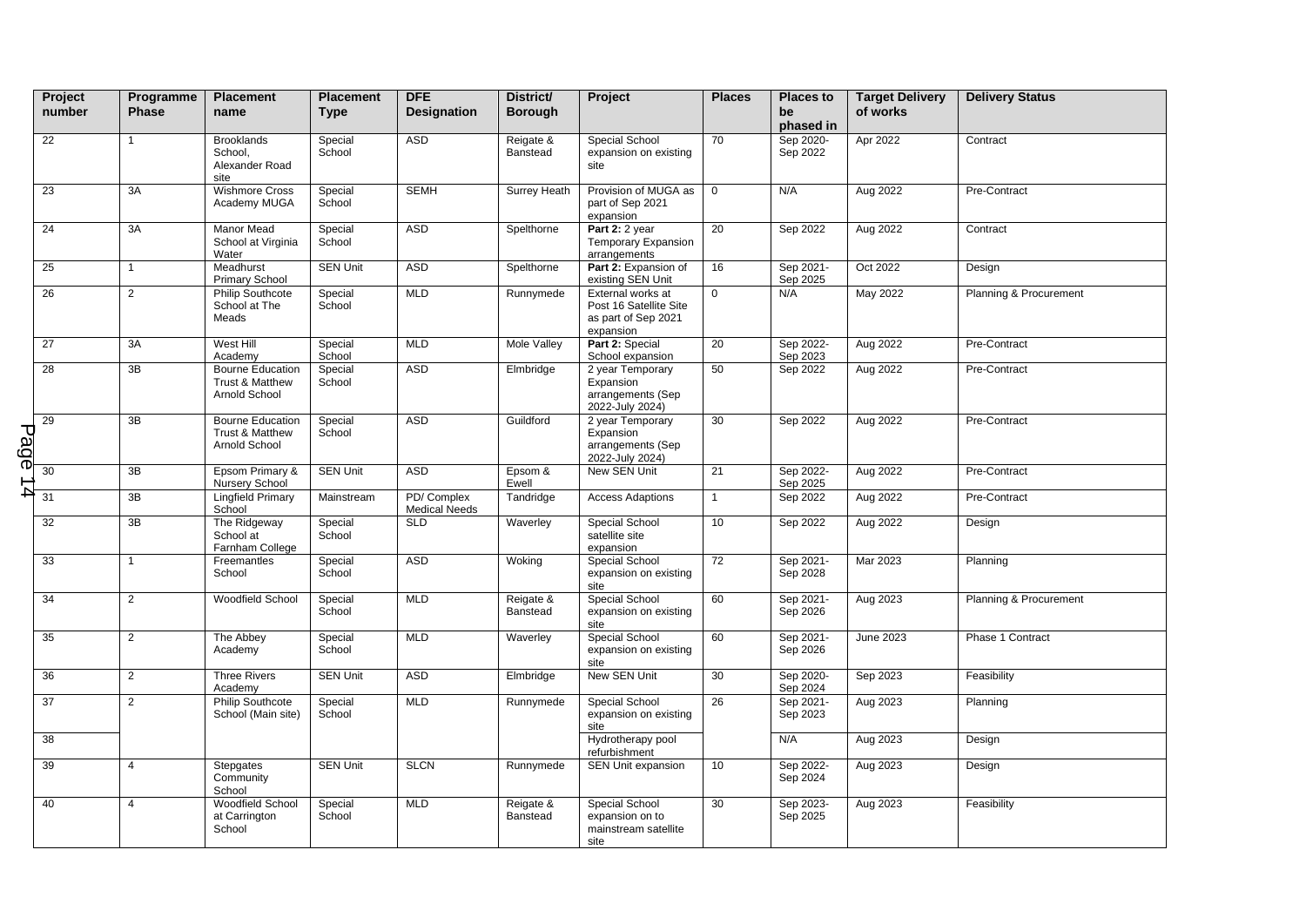| Project number | Programme Phase | Placement name | Placement Type | DFE Designation | District/ Borough | Project | Places | Places to be phased in | Target Delivery of works | Delivery Status |
|---|---|---|---|---|---|---|---|---|---|---|
| 22 | 1 | Brooklands School, Alexander Road site | Special School | ASD | Reigate & Banstead | Special School expansion on existing site | 70 | Sep 2020-Sep 2022 | Apr 2022 | Contract |
| 23 | 3A | Wishmore Cross Academy MUGA | Special School | SEMH | Surrey Heath | Provision of MUGA as part of Sep 2021 expansion | 0 | N/A | Aug 2022 | Pre-Contract |
| 24 | 3A | Manor Mead School at Virginia Water | Special School | ASD | Spelthorne | **Part 2:** 2 year Temporary Expansion arrangements | 20 | Sep 2022 | Aug 2022 | Contract |
| 25 | 1 | Meadhurst Primary School | SEN Unit | ASD | Spelthorne | **Part 2:** Expansion of existing SEN Unit | 16 | Sep 2021-Sep 2025 | Oct 2022 | Design |
| 26 | 2 | Philip Southcote School at The Meads | Special School | MLD | Runnymede | External works at Post 16 Satellite Site as part of Sep 2021 expansion | 0 | N/A | May 2022 | Planning & Procurement |
| 27 | 3A | West Hill Academy | Special School | MLD | Mole Valley | **Part 2:** Special School expansion | 20 | Sep 2022-Sep 2023 | Aug 2022 | Pre-Contract |
| 28 | 3B | Bourne Education Trust & Matthew Arnold School | Special School | ASD | Elmbridge | 2 year Temporary Expansion arrangements (Sep 2022-July 2024) | 50 | Sep 2022 | Aug 2022 | Pre-Contract |
| 29 | 3B | Bourne Education Trust & Matthew Arnold School | Special School | ASD | Guildford | 2 year Temporary Expansion arrangements (Sep 2022-July 2024) | 30 | Sep 2022 | Aug 2022 | Pre-Contract |
| 30 | 3B | Epsom Primary & Nursery School | SEN Unit | ASD | Epsom & Ewell | New SEN Unit | 21 | Sep 2022-Sep 2025 | Aug 2022 | Pre-Contract |
| 31 | 3B | Lingfield Primary School | Mainstream | PD/ Complex Medical Needs | Tandridge | Access Adaptions | 1 | Sep 2022 | Aug 2022 | Pre-Contract |
| 32 | 3B | The Ridgeway School at Farnham College | Special School | SLD | Waverley | Special School satellite site expansion | 10 | Sep 2022 | Aug 2022 | Design |
| 33 | 1 | Freemantles School | Special School | ASD | Woking | Special School expansion on existing site | 72 | Sep 2021-Sep 2028 | Mar 2023 | Planning |
| 34 | 2 | Woodfield School | Special School | MLD | Reigate & Banstead | Special School expansion on existing site | 60 | Sep 2021-Sep 2026 | Aug 2023 | Planning & Procurement |
| 35 | 2 | The Abbey Academy | Special School | MLD | Waverley | Special School expansion on existing site | 60 | Sep 2021-Sep 2026 | June 2023 | Phase 1 Contract |
| 36 | 2 | Three Rivers Academy | SEN Unit | ASD | Elmbridge | New SEN Unit | 30 | Sep 2020-Sep 2024 | Sep 2023 | Feasibility |
| 37 | 2 | Philip Southcote School (Main site) | Special School | MLD | Runnymede | Special School expansion on existing site | 26 | Sep 2021-Sep 2023 | Aug 2023 | Planning |
| 38 | | | | | | Hydrotherapy pool refurbishment | | N/A | Aug 2023 | Design |
| 39 | 4 | Stepgates Community School | SEN Unit | SLCN | Runnymede | SEN Unit expansion | 10 | Sep 2022-Sep 2024 | Aug 2023 | Design |
| 40 | 4 | Woodfield School at Carrington School | Special School | MLD | Reigate & Banstead | Special School expansion on to mainstream satellite site | 30 | Sep 2023-Sep 2025 | Aug 2023 | Feasibility |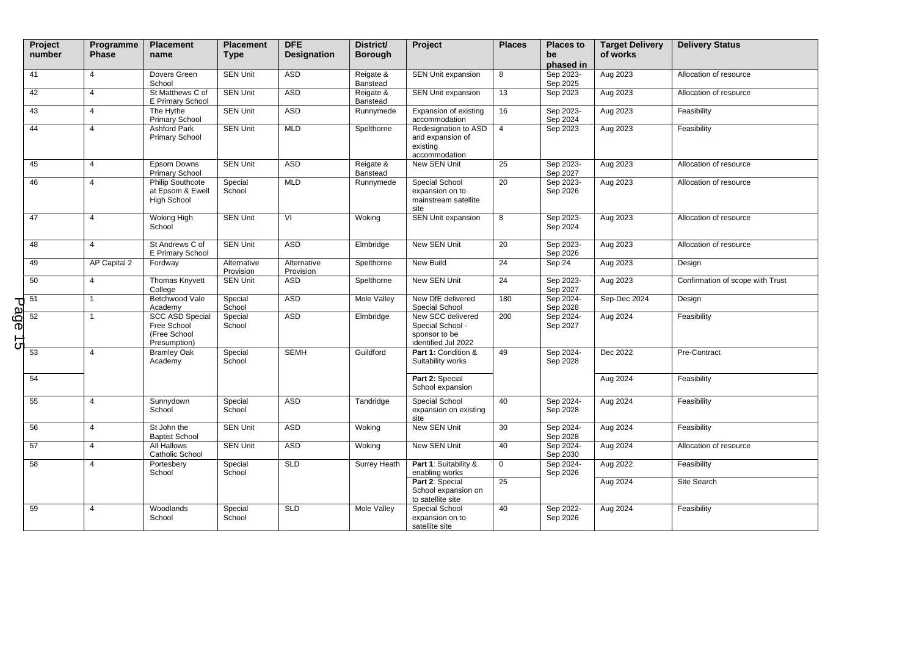| Project number | Programme Phase | Placement name | Placement Type | DFE Designation | District/ Borough | Project | Places | Places to be phased in | Target Delivery of works | Delivery Status |
|---|---|---|---|---|---|---|---|---|---|---|
| 41 | 4 | Dovers Green School | SEN Unit | ASD | Reigate & Banstead | SEN Unit expansion | 8 | Sep 2023-Sep 2025 | Aug 2023 | Allocation of resource |
| 42 | 4 | St Matthews C of E Primary School | SEN Unit | ASD | Reigate & Banstead | SEN Unit expansion | 13 | Sep 2023 | Aug 2023 | Allocation of resource |
| 43 | 4 | The Hythe Primary School | SEN Unit | ASD | Runnymede | Expansion of existing accommodation | 16 | Sep 2023-Sep 2024 | Aug 2023 | Feasibility |
| 44 | 4 | Ashford Park Primary School | SEN Unit | MLD | Spelthorne | Redesignation to ASD and expansion of existing accommodation | 4 | Sep 2023 | Aug 2023 | Feasibility |
| 45 | 4 | Epsom Downs Primary School | SEN Unit | ASD | Reigate & Banstead | New SEN Unit | 25 | Sep 2023-Sep 2027 | Aug 2023 | Allocation of resource |
| 46 | 4 | Philip Southcote at Epsom & Ewell High School | Special School | MLD | Runnymede | Special School expansion on to mainstream satellite site | 20 | Sep 2023-Sep 2026 | Aug 2023 | Allocation of resource |
| 47 | 4 | Woking High School | SEN Unit | VI | Woking | SEN Unit expansion | 8 | Sep 2023-Sep 2024 | Aug 2023 | Allocation of resource |
| 48 | 4 | St Andrews C of E Primary School | SEN Unit | ASD | Elmbridge | New SEN Unit | 20 | Sep 2023-Sep 2026 | Aug 2023 | Allocation of resource |
| 49 | AP Capital 2 | Fordway | Alternative Provision | Alternative Provision | Spelthorne | New Build | 24 | Sep 24 | Aug 2023 | Design |
| 50 | 4 | Thomas Knyvett College | SEN Unit | ASD | Spelthorne | New SEN Unit | 24 | Sep 2023-Sep 2027 | Aug 2023 | Confirmation of scope with Trust |
| 51 | 1 | Betchwood Vale Academy | Special School | ASD | Mole Valley | New DfE delivered Special School | 180 | Sep 2024-Sep 2028 | Sep-Dec 2024 | Design |
| 52 | 1 | SCC ASD Special Free School (Free School Presumption) | Special School | ASD | Elmbridge | New SCC delivered Special School - sponsor to be identified Jul 2022 | 200 | Sep 2024-Sep 2027 | Aug 2024 | Feasibility |
| 53 | 4 | Bramley Oak Academy | Special School | SEMH | Guildford | **Part 1:** Condition & Suitability works | 49 | Sep 2024-Sep 2028 | Dec 2022 | Pre-Contract |
| 54 | | | | | | **Part 2:** Special School expansion | | | Aug 2024 | Feasibility |
| 55 | 4 | Sunnydown School | Special School | ASD | Tandridge | Special School expansion on existing site | 40 | Sep 2024-Sep 2028 | Aug 2024 | Feasibility |
| 56 | 4 | St John the Baptist School | SEN Unit | ASD | Woking | New SEN Unit | 30 | Sep 2024-Sep 2028 | Aug 2024 | Feasibility |
| 57 | 4 | All Hallows Catholic School | SEN Unit | ASD | Woking | New SEN Unit | 40 | Sep 2024-Sep 2030 | Aug 2024 | Allocation of resource |
| 58 | 4 | Portesbery School | Special School | SLD | Surrey Heath | **Part 1**: Suitability & enabling works | 0 | Sep 2024-Sep 2026 | Aug 2022 | Feasibility |
| | | | | | | **Part 2**: Special School expansion on to satellite site | 25 | | Aug 2024 | Site Search |
| 59 | 4 | Woodlands School | Special School | SLD | Mole Valley | Special School expansion on to satellite site | 40 | Sep 2022-Sep 2026 | Aug 2024 | Feasibility |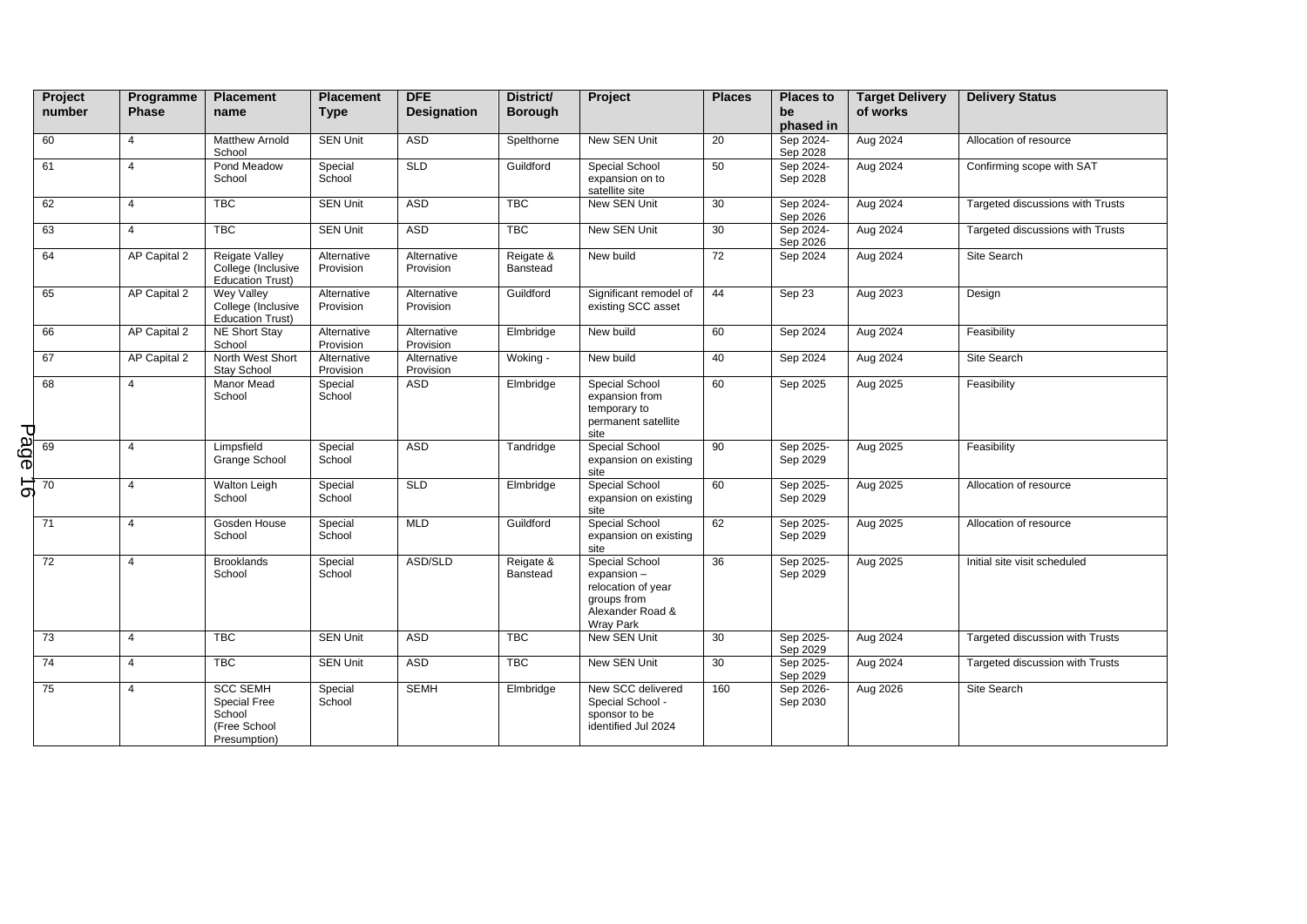| Project number | Programme Phase | Placement name | Placement Type | DFE Designation | District/ Borough | Project | Places | Places to be phased in | Target Delivery of works | Delivery Status |
|---|---|---|---|---|---|---|---|---|---|---|
| 60 | 4 | Matthew Arnold School | SEN Unit | ASD | Spelthorne | New SEN Unit | 20 | Sep 2024- Sep 2028 | Aug 2024 | Allocation of resource |
| 61 | 4 | Pond Meadow School | Special School | SLD | Guildford | Special School expansion on to satellite site | 50 | Sep 2024- Sep 2028 | Aug 2024 | Confirming scope with SAT |
| 62 | 4 | TBC | SEN Unit | ASD | TBC | New SEN Unit | 30 | Sep 2024- Sep 2026 | Aug 2024 | Targeted discussions with Trusts |
| 63 | 4 | TBC | SEN Unit | ASD | TBC | New SEN Unit | 30 | Sep 2024- Sep 2026 | Aug 2024 | Targeted discussions with Trusts |
| 64 | AP Capital 2 | Reigate Valley College (Inclusive Education Trust) | Alternative Provision | Alternative Provision | Reigate & Banstead | New build | 72 | Sep 2024 | Aug 2024 | Site Search |
| 65 | AP Capital 2 | Wey Valley College (Inclusive Education Trust) | Alternative Provision | Alternative Provision | Guildford | Significant remodel of existing SCC asset | 44 | Sep 23 | Aug 2023 | Design |
| 66 | AP Capital 2 | NE Short Stay School | Alternative Provision | Alternative Provision | Elmbridge | New build | 60 | Sep 2024 | Aug 2024 | Feasibility |
| 67 | AP Capital 2 | North West Short Stay School | Alternative Provision | Alternative Provision | Woking - | New build | 40 | Sep 2024 | Aug 2024 | Site Search |
| 68 | 4 | Manor Mead School | Special School | ASD | Elmbridge | Special School expansion from temporary to permanent satellite site | 60 | Sep 2025 | Aug 2025 | Feasibility |
| 69 | 4 | Limpsfield Grange School | Special School | ASD | Tandridge | Special School expansion on existing site | 90 | Sep 2025- Sep 2029 | Aug 2025 | Feasibility |
| 70 | 4 | Walton Leigh School | Special School | SLD | Elmbridge | Special School expansion on existing site | 60 | Sep 2025- Sep 2029 | Aug 2025 | Allocation of resource |
| 71 | 4 | Gosden House School | Special School | MLD | Guildford | Special School expansion on existing site | 62 | Sep 2025- Sep 2029 | Aug 2025 | Allocation of resource |
| 72 | 4 | Brooklands School | Special School | ASD/SLD | Reigate & Banstead | Special School expansion – relocation of year groups from Alexander Road & Wray Park | 36 | Sep 2025- Sep 2029 | Aug 2025 | Initial site visit scheduled |
| 73 | 4 | TBC | SEN Unit | ASD | TBC | New SEN Unit | 30 | Sep 2025- Sep 2029 | Aug 2024 | Targeted discussion with Trusts |
| 74 | 4 | TBC | SEN Unit | ASD | TBC | New SEN Unit | 30 | Sep 2025- Sep 2029 | Aug 2024 | Targeted discussion with Trusts |
| 75 | 4 | SCC SEMH Special Free School (Free School Presumption) | Special School | SEMH | Elmbridge | New SCC delivered Special School - sponsor to be identified Jul 2024 | 160 | Sep 2026- Sep 2030 | Aug 2026 | Site Search |